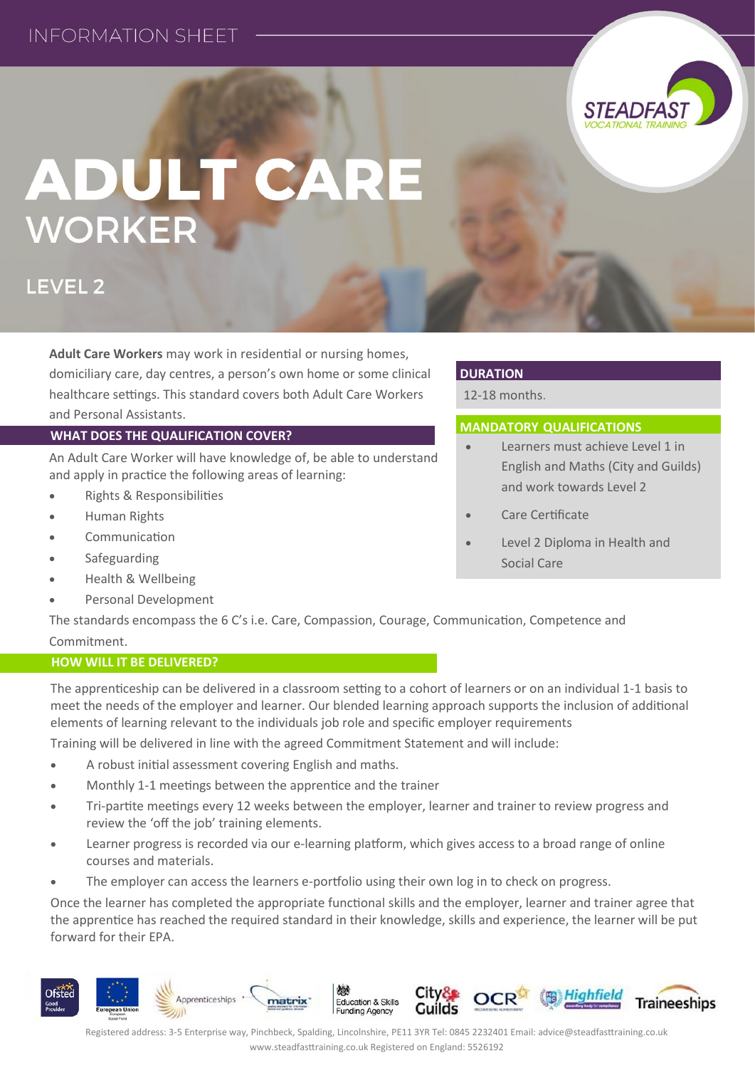INFORMATION SHEET

# ADULT CARE WORKER

## LEVEL 2

**Adult Care Workers** may work in residential or nursing homes, domiciliary care, day centres, a person's own home or some clinical healthcare settings. This standard covers both Adult Care Workers and Personal Assistants.

### WHAT DOES THE QUALIFICATION COVER?

An Adult Care Worker will have knowledge of, be able to understand and apply in practice the following areas of learning:

- Rights & Responsibilities
- Human Rights
- Communication
- Safeguarding
- Health & Wellbeing
- Personal Development

The standards encompass the 6 C's i.e. Care, Compassion, Courage, Communication, Competence and Commitment.

### DURATION

12-18 months.

### MANDATORY QUALIFICATIONS

- Learners must achieve Level 1 in English and Maths (City and Guilds) and work towards Level 2
- Care Certificate
- Level 2 Diploma in Health and Social Care

### HOW WILL IT BE DELIVERED?

The apprenticeship can be delivered in a classroom setting to a cohort of learners or on an individual 1-1 basis to meet the needs of the employer and learner. Our blended learning approach supports the inclusion of additional elements of learning relevant to the individuals job role and specific employer requirements

Training will be delivered in line with the agreed Commitment Statement and will include:

- A robust initial assessment covering English and maths.
- Monthly 1-1 meetings between the apprentice and the trainer
- Tri-partite meetings every 12 weeks between the employer, learner and trainer to review progress and review the 'off the job' training elements.
- Learner progress is recorded via our e-learning platform, which gives access to a broad range of online courses and materials.
- The employer can access the learners e-portfolio using their own log in to check on progress.

Once the learner has completed the appropriate functional skills and the employer, learner and trainer agree that the apprentice has reached the required standard in their knowledge, skills and experience, the learner will be put forward for their EPA.

Registered address: 3-5 Enterprise way, Pinchbeck, Spalding, Lincolnshire, PE11 3YR Tel: 0845 2232401 Email: advice@steadfasttraining.co.uk
www.steadfasttraining.co.uk Registered on England: 5526192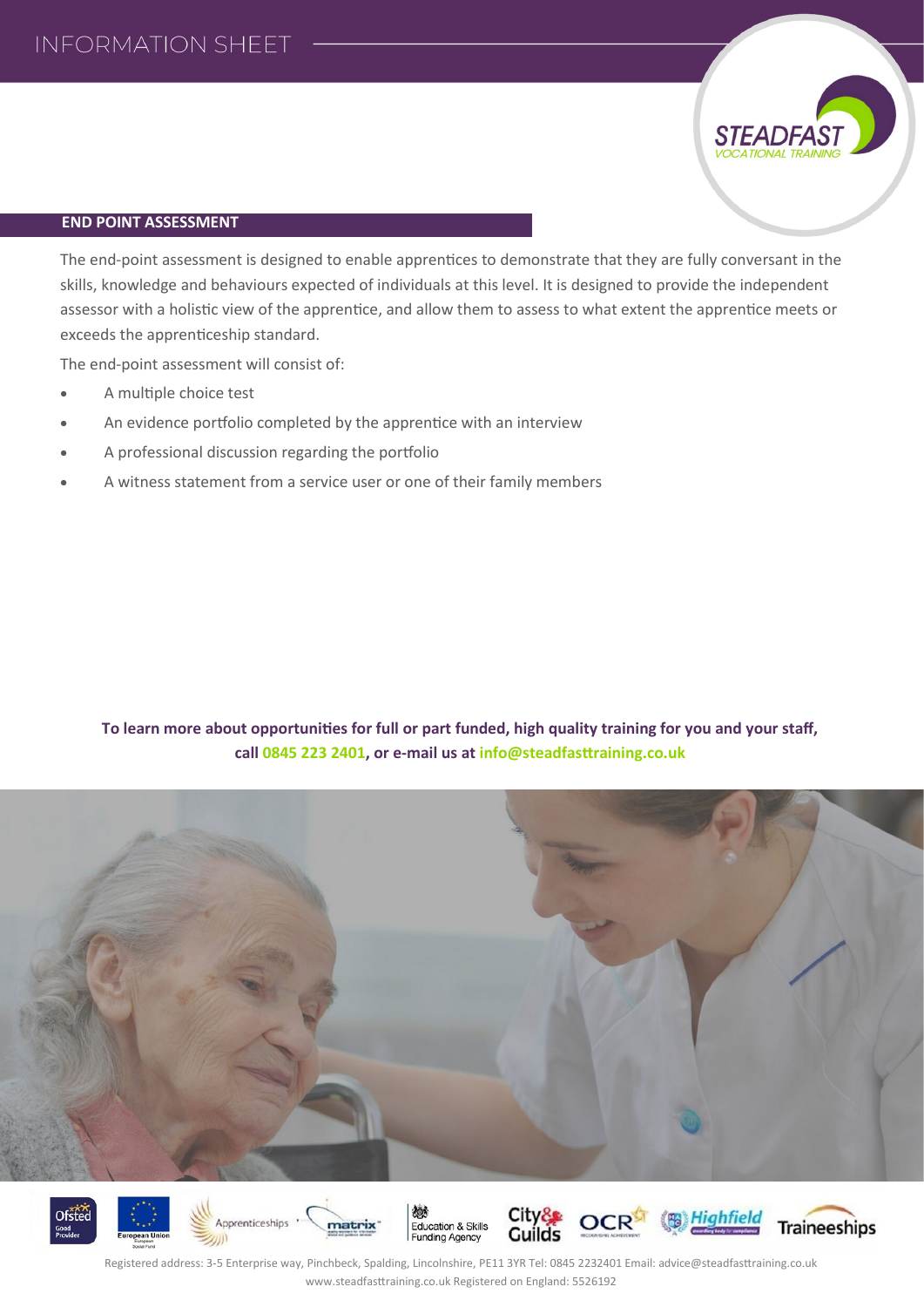INFORMATION SHEET

## END POINT ASSESSMENT

The end-point assessment is designed to enable apprentices to demonstrate that they are fully conversant in the skills, knowledge and behaviours expected of individuals at this level. It is designed to provide the independent assessor with a holistic view of the apprentice, and allow them to assess to what extent the apprentice meets or exceeds the apprenticeship standard.

The end-point assessment will consist of:

- A multiple choice test
- An evidence portfolio completed by the apprentice with an interview
- A professional discussion regarding the portfolio
- A witness statement from a service user or one of their family members

**To learn more about opportunities for full or part funded, high quality training for you and your staff, call 0845 223 2401, or e-mail us at info@steadfasttraining.co.uk**

Registered address: 3-5 Enterprise way, Pinchbeck, Spalding, Lincolnshire, PE11 3YR Tel: 0845 2232401 Email: advice@steadfasttraining.co.uk www.steadfasttraining.co.uk Registered on England: 5526192